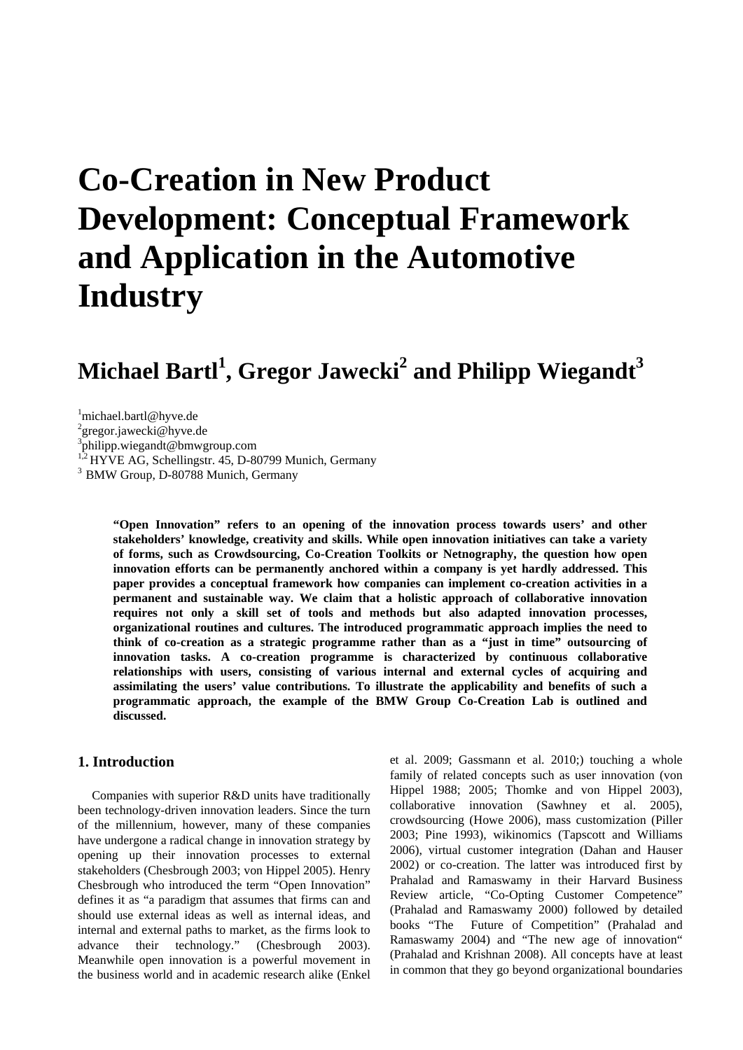# Co-Creation in New Product Development: Conceptual Framework and Application in the Automotive Industry

## Michael Bartl[1], Gregor Jawecki[2] and Philipp Wiegandt[3]

[1]michael.bartl@hyve.de
[2]gregor.jawecki@hyve.de
[3]philipp.wiegandt@bmwgroup.com
[1,2] HYVE AG, Schellingstr. 45, D-80799 Munich, Germany
[3] BMW Group, D-80788 Munich, Germany

**"Open Innovation" refers to an opening of the innovation process towards users' and other stakeholders' knowledge, creativity and skills. While open innovation initiatives can take a variety of forms, such as Crowdsourcing, Co-Creation Toolkits or Netnography, the question how open innovation efforts can be permanently anchored within a company is yet hardly addressed. This paper provides a conceptual framework how companies can implement co-creation activities in a permanent and sustainable way. We claim that a holistic approach of collaborative innovation requires not only a skill set of tools and methods but also adapted innovation processes, organizational routines and cultures. The introduced programmatic approach implies the need to think of co-creation as a strategic programme rather than as a "just in time" outsourcing of innovation tasks. A co-creation programme is characterized by continuous collaborative relationships with users, consisting of various internal and external cycles of acquiring and assimilating the users' value contributions. To illustrate the applicability and benefits of such a programmatic approach, the example of the BMW Group Co-Creation Lab is outlined and discussed.**

### 1. Introduction

Companies with superior R&D units have traditionally been technology-driven innovation leaders. Since the turn of the millennium, however, many of these companies have undergone a radical change in innovation strategy by opening up their innovation processes to external stakeholders (Chesbrough 2003; von Hippel 2005). Henry Chesbrough who introduced the term "Open Innovation" defines it as "a paradigm that assumes that firms can and should use external ideas as well as internal ideas, and internal and external paths to market, as the firms look to advance their technology." (Chesbrough 2003). Meanwhile open innovation is a powerful movement in the business world and in academic research alike (Enkel et al. 2009; Gassmann et al. 2010;) touching a whole family of related concepts such as user innovation (von Hippel 1988; 2005; Thomke and von Hippel 2003), collaborative innovation (Sawhney et al. 2005), crowdsourcing (Howe 2006), mass customization (Piller 2003; Pine 1993), wikinomics (Tapscott and Williams 2006), virtual customer integration (Dahan and Hauser 2002) or co-creation. The latter was introduced first by Prahalad and Ramaswamy in their Harvard Business Review article, "Co-Opting Customer Competence" (Prahalad and Ramaswamy 2000) followed by detailed books "The Future of Competition" (Prahalad and Ramaswamy 2004) and "The new age of innovation" (Prahalad and Krishnan 2008). All concepts have at least in common that they go beyond organizational boundaries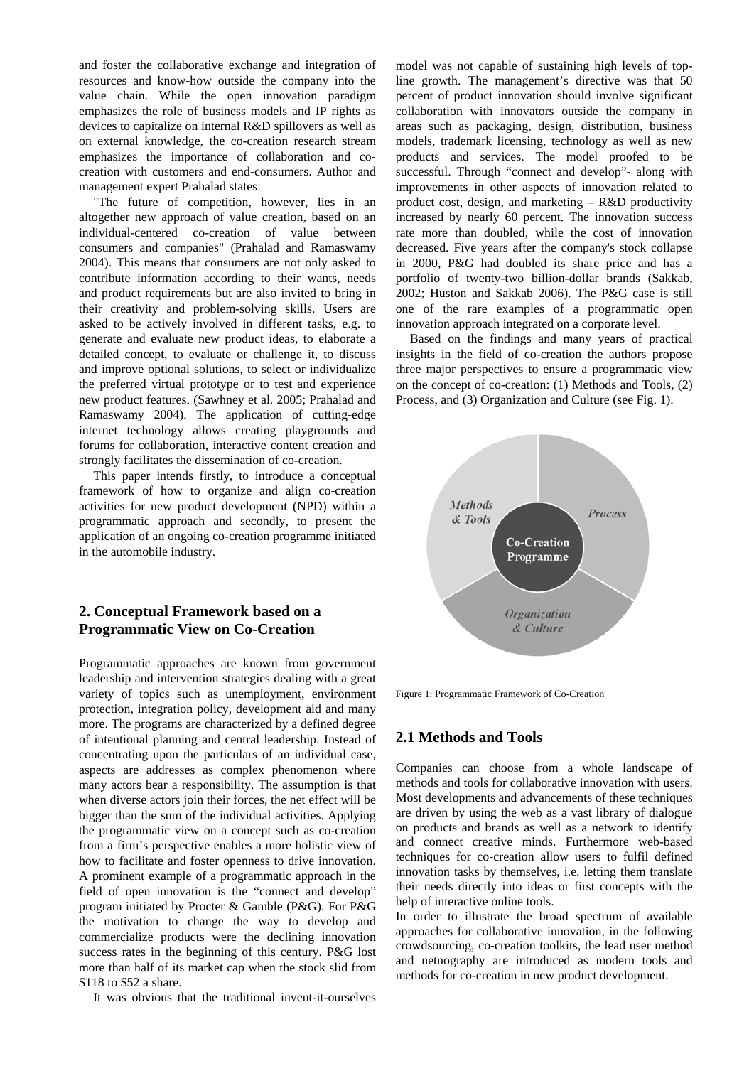and foster the collaborative exchange and integration of resources and know-how outside the company into the value chain. While the open innovation paradigm emphasizes the role of business models and IP rights as devices to capitalize on internal R&D spillovers as well as on external knowledge, the co-creation research stream emphasizes the importance of collaboration and co-creation with customers and end-consumers. Author and management expert Prahalad states:

"The future of competition, however, lies in an altogether new approach of value creation, based on an individual-centered co-creation of value between consumers and companies" (Prahalad and Ramaswamy 2004). This means that consumers are not only asked to contribute information according to their wants, needs and product requirements but are also invited to bring in their creativity and problem-solving skills. Users are asked to be actively involved in different tasks, e.g. to generate and evaluate new product ideas, to elaborate a detailed concept, to evaluate or challenge it, to discuss and improve optional solutions, to select or individualize the preferred virtual prototype or to test and experience new product features. (Sawhney et al. 2005; Prahalad and Ramaswamy 2004). The application of cutting-edge internet technology allows creating playgrounds and forums for collaboration, interactive content creation and strongly facilitates the dissemination of co-creation.

This paper intends firstly, to introduce a conceptual framework of how to organize and align co-creation activities for new product development (NPD) within a programmatic approach and secondly, to present the application of an ongoing co-creation programme initiated in the automobile industry.

## 2. Conceptual Framework based on a Programmatic View on Co-Creation

Programmatic approaches are known from government leadership and intervention strategies dealing with a great variety of topics such as unemployment, environment protection, integration policy, development aid and many more. The programs are characterized by a defined degree of intentional planning and central leadership. Instead of concentrating upon the particulars of an individual case, aspects are addresses as complex phenomenon where many actors bear a responsibility. The assumption is that when diverse actors join their forces, the net effect will be bigger than the sum of the individual activities. Applying the programmatic view on a concept such as co-creation from a firm's perspective enables a more holistic view of how to facilitate and foster openness to drive innovation. A prominent example of a programmatic approach in the field of open innovation is the "connect and develop" program initiated by Procter & Gamble (P&G). For P&G the motivation to change the way to develop and commercialize products were the declining innovation success rates in the beginning of this century. P&G lost more than half of its market cap when the stock slid from \$118 to \$52 a share.

It was obvious that the traditional invent-it-ourselves model was not capable of sustaining high levels of top-line growth. The management's directive was that 50 percent of product innovation should involve significant collaboration with innovators outside the company in areas such as packaging, design, distribution, business models, trademark licensing, technology as well as new products and services. The model proofed to be successful. Through "connect and develop"- along with improvements in other aspects of innovation related to product cost, design, and marketing – R&D productivity increased by nearly 60 percent. The innovation success rate more than doubled, while the cost of innovation decreased. Five years after the company's stock collapse in 2000, P&G had doubled its share price and has a portfolio of twenty-two billion-dollar brands (Sakkab, 2002; Huston and Sakkab 2006). The P&G case is still one of the rare examples of a programmatic open innovation approach integrated on a corporate level.

Based on the findings and many years of practical insights in the field of co-creation the authors propose three major perspectives to ensure a programmatic view on the concept of co-creation: (1) Methods and Tools, (2) Process, and (3) Organization and Culture (see Fig. 1).

Methods & Tools | Process | Organization & Culture | Co-Creation Programme

Figure 1: Programmatic Framework of Co-Creation

## 2.1 Methods and Tools

Companies can choose from a whole landscape of methods and tools for collaborative innovation with users. Most developments and advancements of these techniques are driven by using the web as a vast library of dialogue on products and brands as well as a network to identify and connect creative minds. Furthermore web-based techniques for co-creation allow users to fulfil defined innovation tasks by themselves, i.e. letting them translate their needs directly into ideas or first concepts with the help of interactive online tools.

In order to illustrate the broad spectrum of available approaches for collaborative innovation, in the following crowdsourcing, co-creation toolkits, the lead user method and netnography are introduced as modern tools and methods for co-creation in new product development.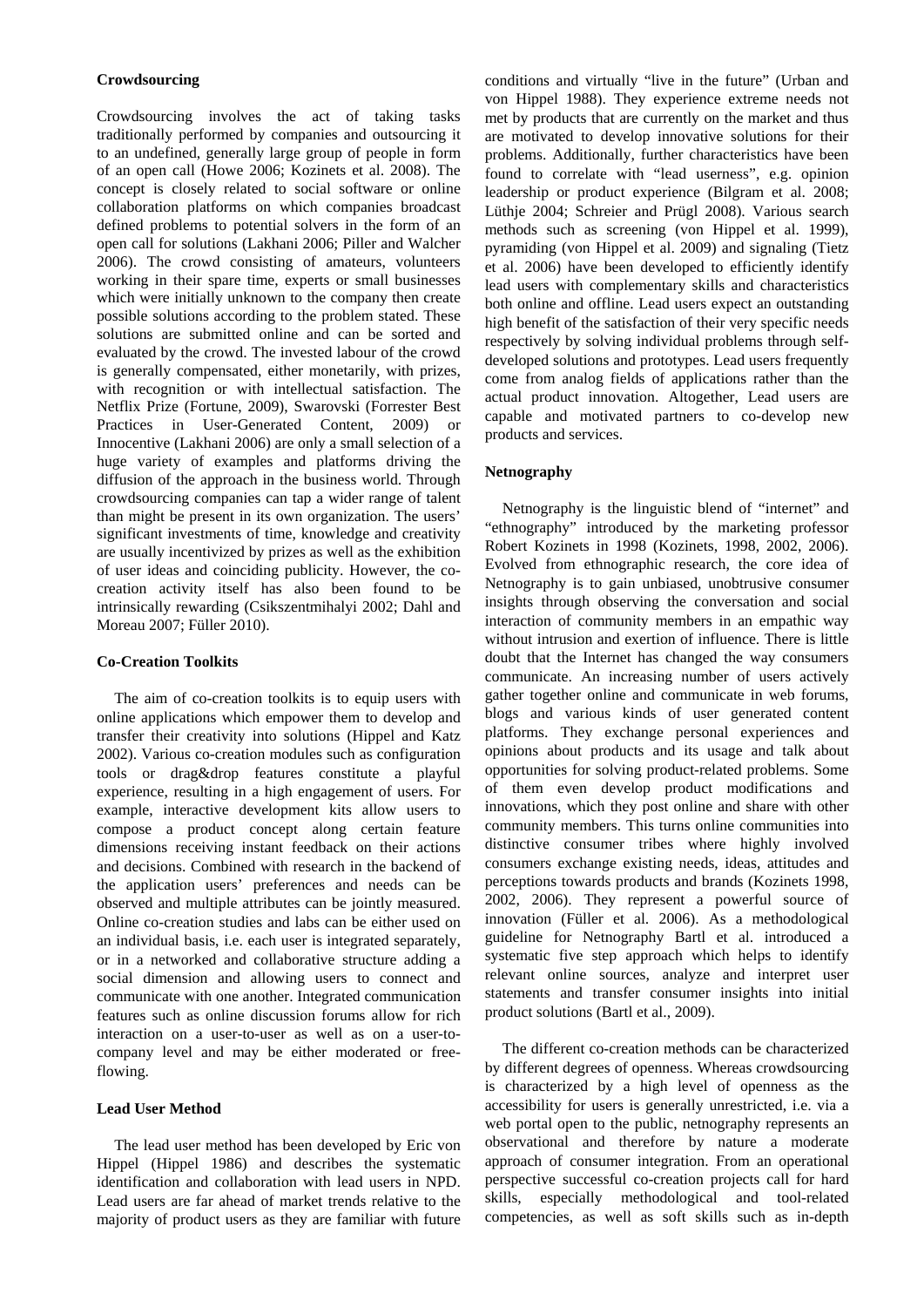### Crowdsourcing

Crowdsourcing involves the act of taking tasks traditionally performed by companies and outsourcing it to an undefined, generally large group of people in form of an open call (Howe 2006; Kozinets et al. 2008). The concept is closely related to social software or online collaboration platforms on which companies broadcast defined problems to potential solvers in the form of an open call for solutions (Lakhani 2006; Piller and Walcher 2006). The crowd consisting of amateurs, volunteers working in their spare time, experts or small businesses which were initially unknown to the company then create possible solutions according to the problem stated. These solutions are submitted online and can be sorted and evaluated by the crowd. The invested labour of the crowd is generally compensated, either monetarily, with prizes, with recognition or with intellectual satisfaction. The Netflix Prize (Fortune, 2009), Swarovski (Forrester Best Practices in User-Generated Content, 2009) or Innocentive (Lakhani 2006) are only a small selection of a huge variety of examples and platforms driving the diffusion of the approach in the business world. Through crowdsourcing companies can tap a wider range of talent than might be present in its own organization. The users' significant investments of time, knowledge and creativity are usually incentivized by prizes as well as the exhibition of user ideas and coinciding publicity. However, the co-creation activity itself has also been found to be intrinsically rewarding (Csikszentmihalyi 2002; Dahl and Moreau 2007; Füller 2010).

### Co-Creation Toolkits

The aim of co-creation toolkits is to equip users with online applications which empower them to develop and transfer their creativity into solutions (Hippel and Katz 2002). Various co-creation modules such as configuration tools or drag&drop features constitute a playful experience, resulting in a high engagement of users. For example, interactive development kits allow users to compose a product concept along certain feature dimensions receiving instant feedback on their actions and decisions. Combined with research in the backend of the application users' preferences and needs can be observed and multiple attributes can be jointly measured. Online co-creation studies and labs can be either used on an individual basis, i.e. each user is integrated separately, or in a networked and collaborative structure adding a social dimension and allowing users to connect and communicate with one another. Integrated communication features such as online discussion forums allow for rich interaction on a user-to-user as well as on a user-to-company level and may be either moderated or free-flowing.

### Lead User Method

The lead user method has been developed by Eric von Hippel (Hippel 1986) and describes the systematic identification and collaboration with lead users in NPD. Lead users are far ahead of market trends relative to the majority of product users as they are familiar with future conditions and virtually "live in the future" (Urban and von Hippel 1988). They experience extreme needs not met by products that are currently on the market and thus are motivated to develop innovative solutions for their problems. Additionally, further characteristics have been found to correlate with "lead userness", e.g. opinion leadership or product experience (Bilgram et al. 2008; Lüthje 2004; Schreier and Prügl 2008). Various search methods such as screening (von Hippel et al. 1999), pyramiding (von Hippel et al. 2009) and signaling (Tietz et al. 2006) have been developed to efficiently identify lead users with complementary skills and characteristics both online and offline. Lead users expect an outstanding high benefit of the satisfaction of their very specific needs respectively by solving individual problems through self-developed solutions and prototypes. Lead users frequently come from analog fields of applications rather than the actual product innovation. Altogether, Lead users are capable and motivated partners to co-develop new products and services.

### Netnography

Netnography is the linguistic blend of "internet" and "ethnography" introduced by the marketing professor Robert Kozinets in 1998 (Kozinets, 1998, 2002, 2006). Evolved from ethnographic research, the core idea of Netnography is to gain unbiased, unobtrusive consumer insights through observing the conversation and social interaction of community members in an empathic way without intrusion and exertion of influence. There is little doubt that the Internet has changed the way consumers communicate. An increasing number of users actively gather together online and communicate in web forums, blogs and various kinds of user generated content platforms. They exchange personal experiences and opinions about products and its usage and talk about opportunities for solving product-related problems. Some of them even develop product modifications and innovations, which they post online and share with other community members. This turns online communities into distinctive consumer tribes where highly involved consumers exchange existing needs, ideas, attitudes and perceptions towards products and brands (Kozinets 1998, 2002, 2006). They represent a powerful source of innovation (Füller et al. 2006). As a methodological guideline for Netnography Bartl et al. introduced a systematic five step approach which helps to identify relevant online sources, analyze and interpret user statements and transfer consumer insights into initial product solutions (Bartl et al., 2009).

The different co-creation methods can be characterized by different degrees of openness. Whereas crowdsourcing is characterized by a high level of openness as the accessibility for users is generally unrestricted, i.e. via a web portal open to the public, netnography represents an observational and therefore by nature a moderate approach of consumer integration. From an operational perspective successful co-creation projects call for hard skills, especially methodological and tool-related competencies, as well as soft skills such as in-depth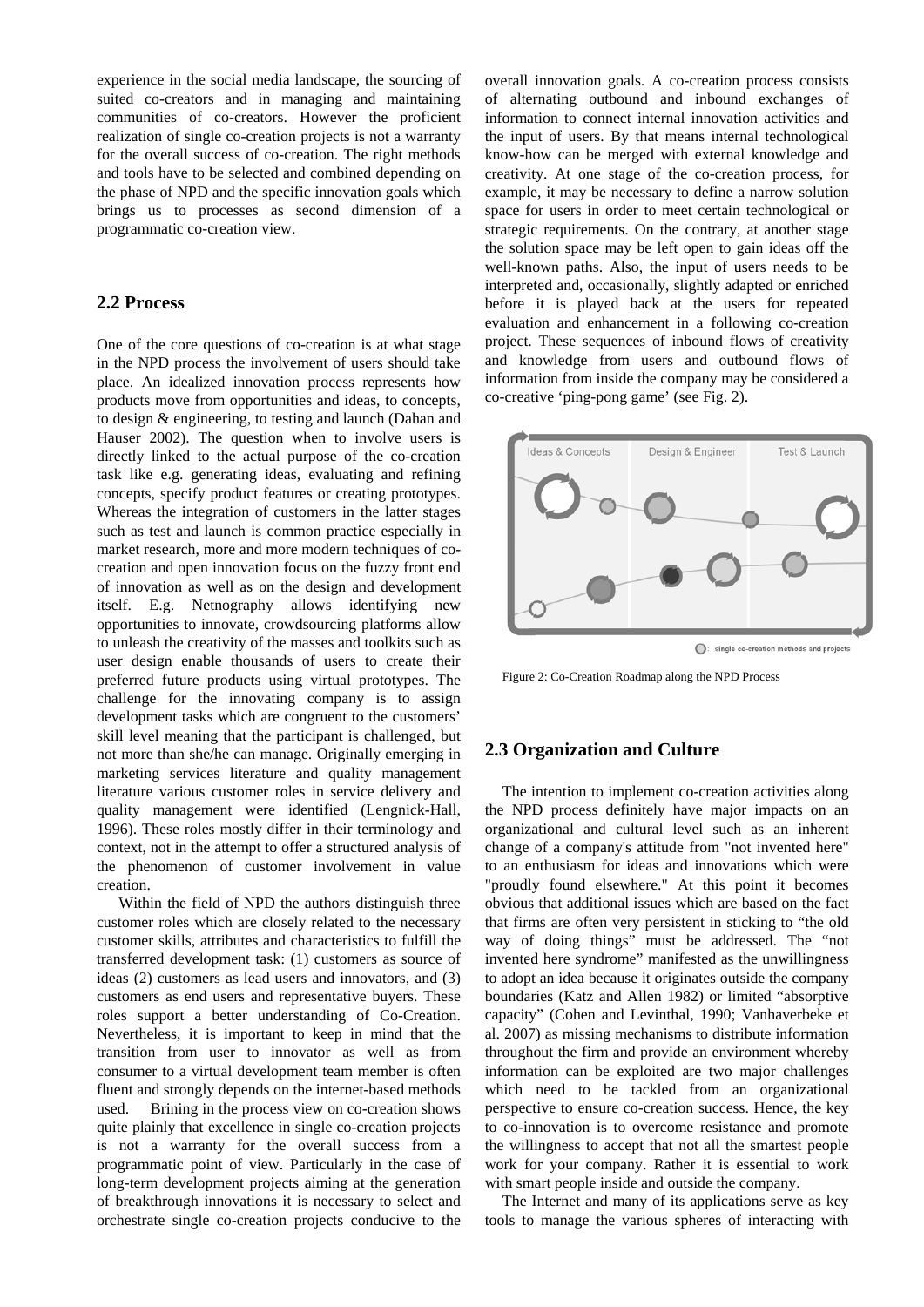experience in the social media landscape, the sourcing of suited co-creators and in managing and maintaining communities of co-creators. However the proficient realization of single co-creation projects is not a warranty for the overall success of co-creation. The right methods and tools have to be selected and combined depending on the phase of NPD and the specific innovation goals which brings us to processes as second dimension of a programmatic co-creation view.

## 2.2 Process

One of the core questions of co-creation is at what stage in the NPD process the involvement of users should take place. An idealized innovation process represents how products move from opportunities and ideas, to concepts, to design & engineering, to testing and launch (Dahan and Hauser 2002). The question when to involve users is directly linked to the actual purpose of the co-creation task like e.g. generating ideas, evaluating and refining concepts, specify product features or creating prototypes. Whereas the integration of customers in the latter stages such as test and launch is common practice especially in market research, more and more modern techniques of co-creation and open innovation focus on the fuzzy front end of innovation as well as on the design and development itself. E.g. Netnography allows identifying new opportunities to innovate, crowdsourcing platforms allow to unleash the creativity of the masses and toolkits such as user design enable thousands of users to create their preferred future products using virtual prototypes. The challenge for the innovating company is to assign development tasks which are congruent to the customers' skill level meaning that the participant is challenged, but not more than she/he can manage. Originally emerging in marketing services literature and quality management literature various customer roles in service delivery and quality management were identified (Lengnick-Hall, 1996). These roles mostly differ in their terminology and context, not in the attempt to offer a structured analysis of the phenomenon of customer involvement in value creation.

Within the field of NPD the authors distinguish three customer roles which are closely related to the necessary customer skills, attributes and characteristics to fulfill the transferred development task: (1) customers as source of ideas (2) customers as lead users and innovators, and (3) customers as end users and representative buyers. These roles support a better understanding of Co-Creation. Nevertheless, it is important to keep in mind that the transition from user to innovator as well as from consumer to a virtual development team member is often fluent and strongly depends on the internet-based methods used. Brining in the process view on co-creation shows quite plainly that excellence in single co-creation projects is not a warranty for the overall success from a programmatic point of view. Particularly in the case of long-term development projects aiming at the generation of breakthrough innovations it is necessary to select and orchestrate single co-creation projects conducive to the overall innovation goals. A co-creation process consists of alternating outbound and inbound exchanges of information to connect internal innovation activities and the input of users. By that means internal technological know-how can be merged with external knowledge and creativity. At one stage of the co-creation process, for example, it may be necessary to define a narrow solution space for users in order to meet certain technological or strategic requirements. On the contrary, at another stage the solution space may be left open to gain ideas off the well-known paths. Also, the input of users needs to be interpreted and, occasionally, slightly adapted or enriched before it is played back at the users for repeated evaluation and enhancement in a following co-creation project. These sequences of inbound flows of creativity and knowledge from users and outbound flows of information from inside the company may be considered a co-creative 'ping-pong game' (see Fig. 2).

Ideas & Concepts | Design & Engineer | Test & Launch

: single co-creation methods and projects

Figure 2: Co-Creation Roadmap along the NPD Process

## 2.3 Organization and Culture

The intention to implement co-creation activities along the NPD process definitely have major impacts on an organizational and cultural level such as an inherent change of a company's attitude from "not invented here" to an enthusiasm for ideas and innovations which were "proudly found elsewhere." At this point it becomes obvious that additional issues which are based on the fact that firms are often very persistent in sticking to "the old way of doing things" must be addressed. The "not invented here syndrome" manifested as the unwillingness to adopt an idea because it originates outside the company boundaries (Katz and Allen 1982) or limited "absorptive capacity" (Cohen and Levinthal, 1990; Vanhaverbeke et al. 2007) as missing mechanisms to distribute information throughout the firm and provide an environment whereby information can be exploited are two major challenges which need to be tackled from an organizational perspective to ensure co-creation success. Hence, the key to co-innovation is to overcome resistance and promote the willingness to accept that not all the smartest people work for your company. Rather it is essential to work with smart people inside and outside the company.

The Internet and many of its applications serve as key tools to manage the various spheres of interacting with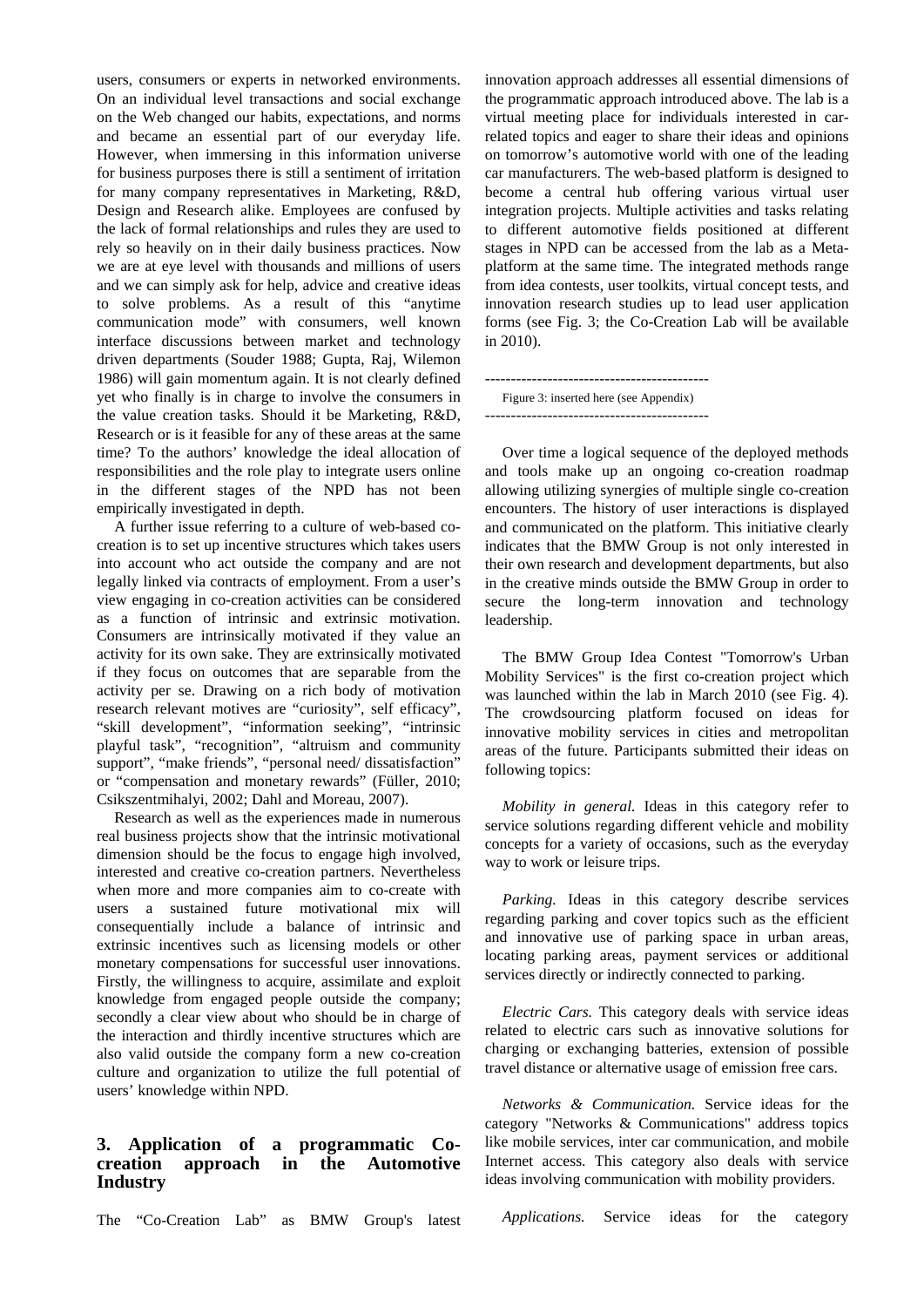users, consumers or experts in networked environments. On an individual level transactions and social exchange on the Web changed our habits, expectations, and norms and became an essential part of our everyday life. However, when immersing in this information universe for business purposes there is still a sentiment of irritation for many company representatives in Marketing, R&D, Design and Research alike. Employees are confused by the lack of formal relationships and rules they are used to rely so heavily on in their daily business practices. Now we are at eye level with thousands and millions of users and we can simply ask for help, advice and creative ideas to solve problems. As a result of this "anytime communication mode" with consumers, well known interface discussions between market and technology driven departments (Souder 1988; Gupta, Raj, Wilemon 1986) will gain momentum again. It is not clearly defined yet who finally is in charge to involve the consumers in the value creation tasks. Should it be Marketing, R&D, Research or is it feasible for any of these areas at the same time? To the authors' knowledge the ideal allocation of responsibilities and the role play to integrate users online in the different stages of the NPD has not been empirically investigated in depth.

A further issue referring to a culture of web-based co-creation is to set up incentive structures which takes users into account who act outside the company and are not legally linked via contracts of employment. From a user's view engaging in co-creation activities can be considered as a function of intrinsic and extrinsic motivation. Consumers are intrinsically motivated if they value an activity for its own sake. They are extrinsically motivated if they focus on outcomes that are separable from the activity per se. Drawing on a rich body of motivation research relevant motives are "curiosity", self efficacy", "skill development", "information seeking", "intrinsic playful task", "recognition", "altruism and community support", "make friends", "personal need/ dissatisfaction" or "compensation and monetary rewards" (Füller, 2010; Csikszentmihalyi, 2002; Dahl and Moreau, 2007).

Research as well as the experiences made in numerous real business projects show that the intrinsic motivational dimension should be the focus to engage high involved, interested and creative co-creation partners. Nevertheless when more and more companies aim to co-create with users a sustained future motivational mix will consequentially include a balance of intrinsic and extrinsic incentives such as licensing models or other monetary compensations for successful user innovations. Firstly, the willingness to acquire, assimilate and exploit knowledge from engaged people outside the company; secondly a clear view about who should be in charge of the interaction and thirdly incentive structures which are also valid outside the company form a new co-creation culture and organization to utilize the full potential of users' knowledge within NPD.

## 3. Application of a programmatic Co-creation approach in the Automotive Industry

The "Co-Creation Lab" as BMW Group's latest innovation approach addresses all essential dimensions of the programmatic approach introduced above. The lab is a virtual meeting place for individuals interested in car-related topics and eager to share their ideas and opinions on tomorrow's automotive world with one of the leading car manufacturers. The web-based platform is designed to become a central hub offering various virtual user integration projects. Multiple activities and tasks relating to different automotive fields positioned at different stages in NPD can be accessed from the lab as a Meta-platform at the same time. The integrated methods range from idea contests, user toolkits, virtual concept tests, and innovation research studies up to lead user application forms (see Fig. 3; the Co-Creation Lab will be available in 2010).

------------------------------------------
Figure 3: inserted here (see Appendix)
------------------------------------------

Over time a logical sequence of the deployed methods and tools make up an ongoing co-creation roadmap allowing utilizing synergies of multiple single co-creation encounters. The history of user interactions is displayed and communicated on the platform. This initiative clearly indicates that the BMW Group is not only interested in their own research and development departments, but also in the creative minds outside the BMW Group in order to secure the long-term innovation and technology leadership.

The BMW Group Idea Contest "Tomorrow's Urban Mobility Services" is the first co-creation project which was launched within the lab in March 2010 (see Fig. 4). The crowdsourcing platform focused on ideas for innovative mobility services in cities and metropolitan areas of the future. Participants submitted their ideas on following topics:

*Mobility in general.* Ideas in this category refer to service solutions regarding different vehicle and mobility concepts for a variety of occasions, such as the everyday way to work or leisure trips.

*Parking.* Ideas in this category describe services regarding parking and cover topics such as the efficient and innovative use of parking space in urban areas, locating parking areas, payment services or additional services directly or indirectly connected to parking.

*Electric Cars.* This category deals with service ideas related to electric cars such as innovative solutions for charging or exchanging batteries, extension of possible travel distance or alternative usage of emission free cars.

*Networks & Communication.* Service ideas for the category "Networks & Communications" address topics like mobile services, inter car communication, and mobile Internet access. This category also deals with service ideas involving communication with mobility providers.

*Applications.* Service ideas for the category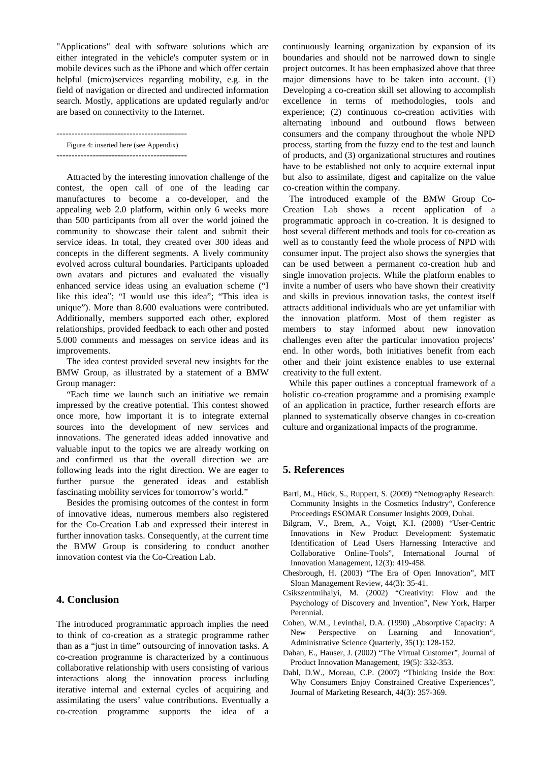"Applications" deal with software solutions which are either integrated in the vehicle's computer system or in mobile devices such as the iPhone and which offer certain helpful (micro)services regarding mobility, e.g. in the field of navigation or directed and undirected information search. Mostly, applications are updated regularly and/or are based on connectivity to the Internet.

-------------------------------------------
Figure 4: inserted here (see Appendix)
-------------------------------------------

Attracted by the interesting innovation challenge of the contest, the open call of one of the leading car manufactures to become a co-developer, and the appealing web 2.0 platform, within only 6 weeks more than 500 participants from all over the world joined the community to showcase their talent and submit their service ideas. In total, they created over 300 ideas and concepts in the different segments. A lively community evolved across cultural boundaries. Participants uploaded own avatars and pictures and evaluated the visually enhanced service ideas using an evaluation scheme ("I like this idea"; "I would use this idea"; "This idea is unique"). More than 8.600 evaluations were contributed. Additionally, members supported each other, explored relationships, provided feedback to each other and posted 5.000 comments and messages on service ideas and its improvements.

The idea contest provided several new insights for the BMW Group, as illustrated by a statement of a BMW Group manager:

"Each time we launch such an initiative we remain impressed by the creative potential. This contest showed once more, how important it is to integrate external sources into the development of new services and innovations. The generated ideas added innovative and valuable input to the topics we are already working on and confirmed us that the overall direction we are following leads into the right direction. We are eager to further pursue the generated ideas and establish fascinating mobility services for tomorrow's world."

Besides the promising outcomes of the contest in form of innovative ideas, numerous members also registered for the Co-Creation Lab and expressed their interest in further innovation tasks. Consequently, at the current time the BMW Group is considering to conduct another innovation contest via the Co-Creation Lab.

## 4. Conclusion

The introduced programmatic approach implies the need to think of co-creation as a strategic programme rather than as a "just in time" outsourcing of innovation tasks. A co-creation programme is characterized by a continuous collaborative relationship with users consisting of various interactions along the innovation process including iterative internal and external cycles of acquiring and assimilating the users' value contributions. Eventually a co-creation programme supports the idea of a continuously learning organization by expansion of its boundaries and should not be narrowed down to single project outcomes. It has been emphasized above that three major dimensions have to be taken into account. (1) Developing a co-creation skill set allowing to accomplish excellence in terms of methodologies, tools and experience; (2) continuous co-creation activities with alternating inbound and outbound flows between consumers and the company throughout the whole NPD process, starting from the fuzzy end to the test and launch of products, and (3) organizational structures and routines have to be established not only to acquire external input but also to assimilate, digest and capitalize on the value co-creation within the company.

The introduced example of the BMW Group Co-Creation Lab shows a recent application of a programmatic approach in co-creation. It is designed to host several different methods and tools for co-creation as well as to constantly feed the whole process of NPD with consumer input. The project also shows the synergies that can be used between a permanent co-creation hub and single innovation projects. While the platform enables to invite a number of users who have shown their creativity and skills in previous innovation tasks, the contest itself attracts additional individuals who are yet unfamiliar with the innovation platform. Most of them register as members to stay informed about new innovation challenges even after the particular innovation projects' end. In other words, both initiatives benefit from each other and their joint existence enables to use external creativity to the full extent.

While this paper outlines a conceptual framework of a holistic co-creation programme and a promising example of an application in practice, further research efforts are planned to systematically observe changes in co-creation culture and organizational impacts of the programme.

## 5. References

Bartl, M., Hück, S., Ruppert, S. (2009) "Netnography Research: Community Insights in the Cosmetics Industry", Conference Proceedings ESOMAR Consumer Insights 2009, Dubai.

Bilgram, V., Brem, A., Voigt, K.I. (2008) "User-Centric Innovations in New Product Development: Systematic Identification of Lead Users Harnessing Interactive and Collaborative Online-Tools", International Journal of Innovation Management, 12(3): 419-458.

Chesbrough, H. (2003) "The Era of Open Innovation", MIT Sloan Management Review, 44(3): 35-41.

Csikszentmihalyi, M. (2002) "Creativity: Flow and the Psychology of Discovery and Invention", New York, Harper Perennial.

Cohen, W.M., Levinthal, D.A. (1990) „Absorptive Capacity: A New Perspective on Learning and Innovation", Administrative Science Quarterly, 35(1): 128-152.

Dahan, E., Hauser, J. (2002) "The Virtual Customer", Journal of Product Innovation Management, 19(5): 332-353.

Dahl, D.W., Moreau, C.P. (2007) "Thinking Inside the Box: Why Consumers Enjoy Constrained Creative Experiences", Journal of Marketing Research, 44(3): 357-369.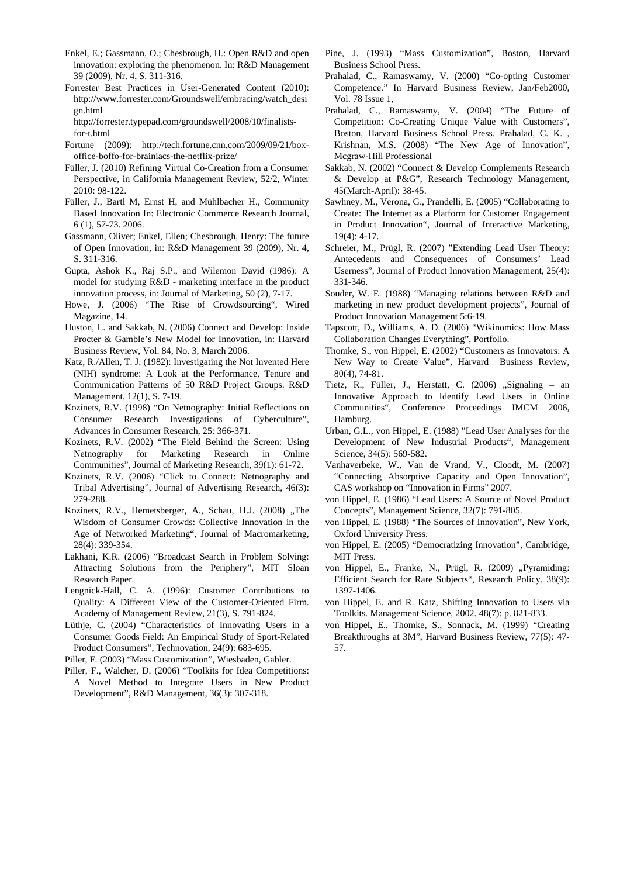Enkel, E.; Gassmann, O.; Chesbrough, H.: Open R&D and open innovation: exploring the phenomenon. In: R&D Management 39 (2009), Nr. 4, S. 311-316.

Forrester Best Practices in User-Generated Content (2010): http://www.forrester.com/Groundswell/embracing/watch_design.html
http://forrester.typepad.com/groundswell/2008/10/finalists-for-t.html

Fortune (2009): http://tech.fortune.cnn.com/2009/09/21/box-office-boffo-for-brainiacs-the-netflix-prize/

Füller, J. (2010) Refining Virtual Co-Creation from a Consumer Perspective, in California Management Review, 52/2, Winter 2010: 98-122.

Füller, J., Bartl M, Ernst H, and Mühlbacher H., Community Based Innovation In: Electronic Commerce Research Journal, 6 (1), 57-73. 2006.

Gassmann, Oliver; Enkel, Ellen; Chesbrough, Henry: The future of Open Innovation, in: R&D Management 39 (2009), Nr. 4, S. 311-316.

Gupta, Ashok K., Raj S.P., and Wilemon David (1986): A model for studying R&D - marketing interface in the product innovation process, in: Journal of Marketing, 50 (2), 7-17.

Howe, J. (2006) "The Rise of Crowdsourcing", Wired Magazine, 14.

Huston, L. and Sakkab, N. (2006) Connect and Develop: Inside Procter & Gamble's New Model for Innovation, in: Harvard Business Review, Vol. 84, No. 3, March 2006.

Katz, R./Allen, T. J. (1982): Investigating the Not Invented Here (NIH) syndrome: A Look at the Performance, Tenure and Communication Patterns of 50 R&D Project Groups. R&D Management, 12(1), S. 7-19.

Kozinets, R.V. (1998) "On Netnography: Initial Reflections on Consumer Research Investigations of Cyberculture", Advances in Consumer Research, 25: 366-371.

Kozinets, R.V. (2002) "The Field Behind the Screen: Using Netnography for Marketing Research in Online Communities", Journal of Marketing Research, 39(1): 61-72.

Kozinets, R.V. (2006) "Click to Connect: Netnography and Tribal Advertising", Journal of Advertising Research, 46(3): 279-288.

Kozinets, R.V., Hemetsberger, A., Schau, H.J. (2008) „The Wisdom of Consumer Crowds: Collective Innovation in the Age of Networked Marketing", Journal of Macromarketing, 28(4): 339-354.

Lakhani, K.R. (2006) "Broadcast Search in Problem Solving: Attracting Solutions from the Periphery", MIT Sloan Research Paper.

Lengnick-Hall, C. A. (1996): Customer Contributions to Quality: A Different View of the Customer-Oriented Firm. Academy of Management Review, 21(3), S. 791-824.

Lüthje, C. (2004) "Characteristics of Innovating Users in a Consumer Goods Field: An Empirical Study of Sport-Related Product Consumers", Technovation, 24(9): 683-695.

Piller, F. (2003) "Mass Customization", Wiesbaden, Gabler.

Piller, F., Walcher, D. (2006) "Toolkits for Idea Competitions: A Novel Method to Integrate Users in New Product Development", R&D Management, 36(3): 307-318.

Pine, J. (1993) "Mass Customization", Boston, Harvard Business School Press.

Prahalad, C., Ramaswamy, V. (2000) "Co-opting Customer Competence." In Harvard Business Review, Jan/Feb2000, Vol. 78 Issue 1,

Prahalad, C., Ramaswamy, V. (2004) "The Future of Competition: Co-Creating Unique Value with Customers", Boston, Harvard Business School Press. Prahalad, C. K. , Krishnan, M.S. (2008) "The New Age of Innovation", Mcgraw-Hill Professional

Sakkab, N. (2002) "Connect & Develop Complements Research & Develop at P&G", Research Technology Management, 45(March-April): 38-45.

Sawhney, M., Verona, G., Prandelli, E. (2005) "Collaborating to Create: The Internet as a Platform for Customer Engagement in Product Innovation", Journal of Interactive Marketing, 19(4): 4-17.

Schreier, M., Prügl, R. (2007) "Extending Lead User Theory: Antecedents and Consequences of Consumers' Lead Userness", Journal of Product Innovation Management, 25(4): 331-346.

Souder, W. E. (1988) "Managing relations between R&D and marketing in new product development projects", Journal of Product Innovation Management 5:6-19.

Tapscott, D., Williams, A. D. (2006) "Wikinomics: How Mass Collaboration Changes Everything", Portfolio.

Thomke, S., von Hippel, E. (2002) "Customers as Innovators: A New Way to Create Value", Harvard Business Review, 80(4), 74-81.

Tietz, R., Füller, J., Herstatt, C. (2006) „Signaling – an Innovative Approach to Identify Lead Users in Online Communities", Conference Proceedings IMCM 2006, Hamburg.

Urban, G.L., von Hippel, E. (1988) "Lead User Analyses for the Development of New Industrial Products", Management Science, 34(5): 569-582.

Vanhaverbeke, W., Van de Vrand, V., Cloodt, M. (2007) "Connecting Absorptive Capacity and Open Innovation", CAS workshop on "Innovation in Firms" 2007.

von Hippel, E. (1986) "Lead Users: A Source of Novel Product Concepts", Management Science, 32(7): 791-805.

von Hippel, E. (1988) "The Sources of Innovation", New York, Oxford University Press.

von Hippel, E. (2005) "Democratizing Innovation", Cambridge, MIT Press.

von Hippel, E., Franke, N., Prügl, R. (2009) „Pyramiding: Efficient Search for Rare Subjects", Research Policy, 38(9): 1397-1406.

von Hippel, E. and R. Katz, Shifting Innovation to Users via Toolkits. Management Science, 2002. 48(7): p. 821-833.

von Hippel, E., Thomke, S., Sonnack, M. (1999) "Creating Breakthroughs at 3M", Harvard Business Review, 77(5): 47-57.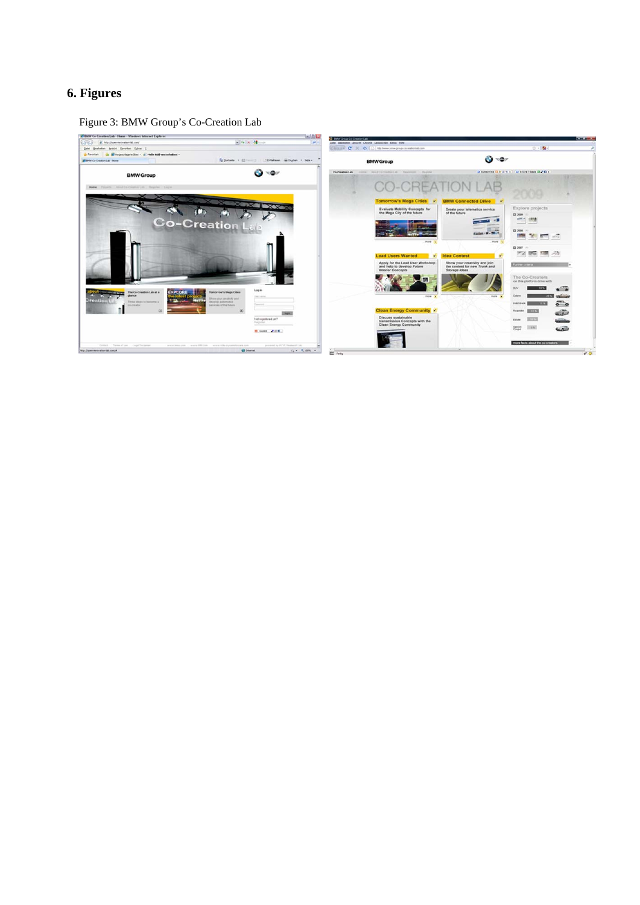# 6. Figures

Figure 3: BMW Group's Co-Creation Lab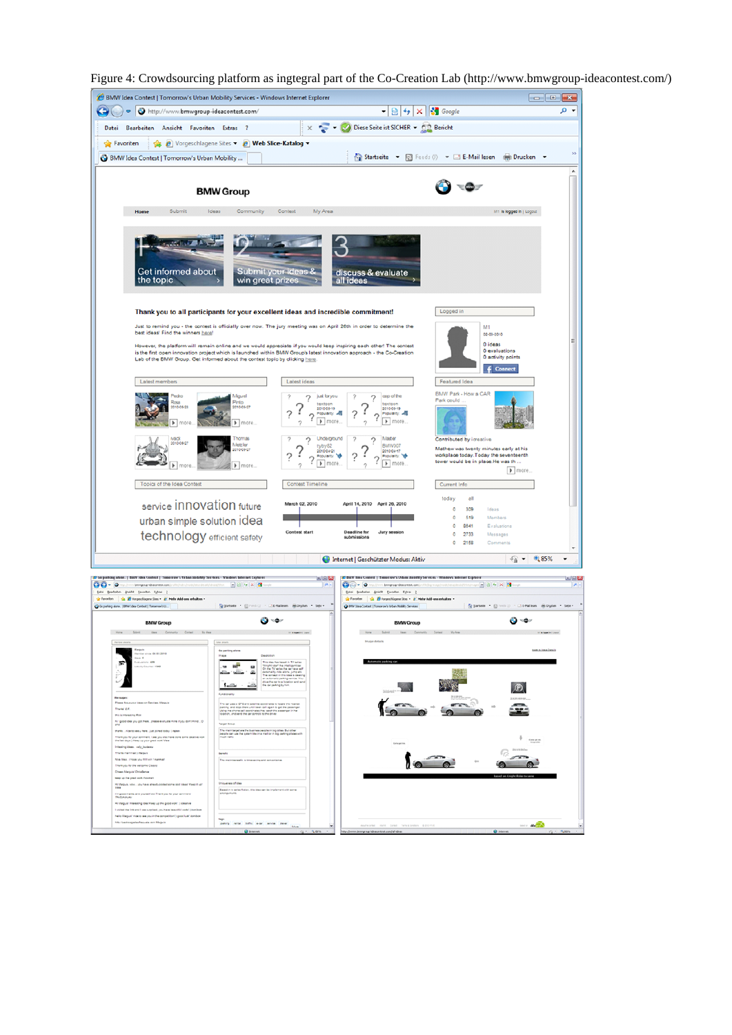Figure 4: Crowdsourcing platform as ingtegral part of the Co-Creation Lab (http://www.bmwgroup-ideacontest.com/)